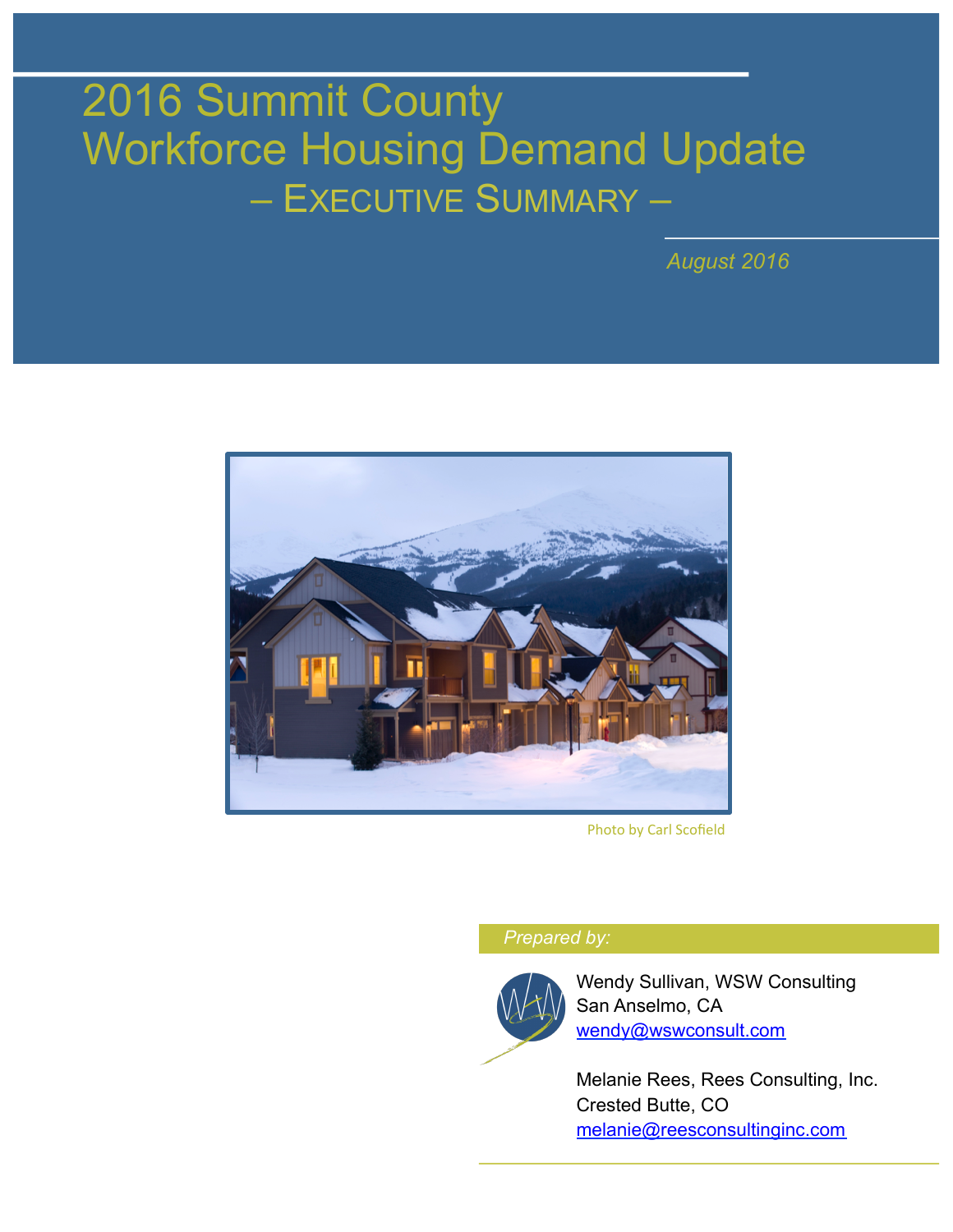# 2016 Summit County Workforce Housing Demand Update

## – Executive Summary –

*August 2016*

Photo by Carl Scofield

*Prepared by:*

Wendy Sullivan, WSW Consulting
San Anselmo, CA
wendy@wswconsult.com

Melanie Rees, Rees Consulting, Inc.
Crested Butte, CO
melanie@reesconsultinginc.com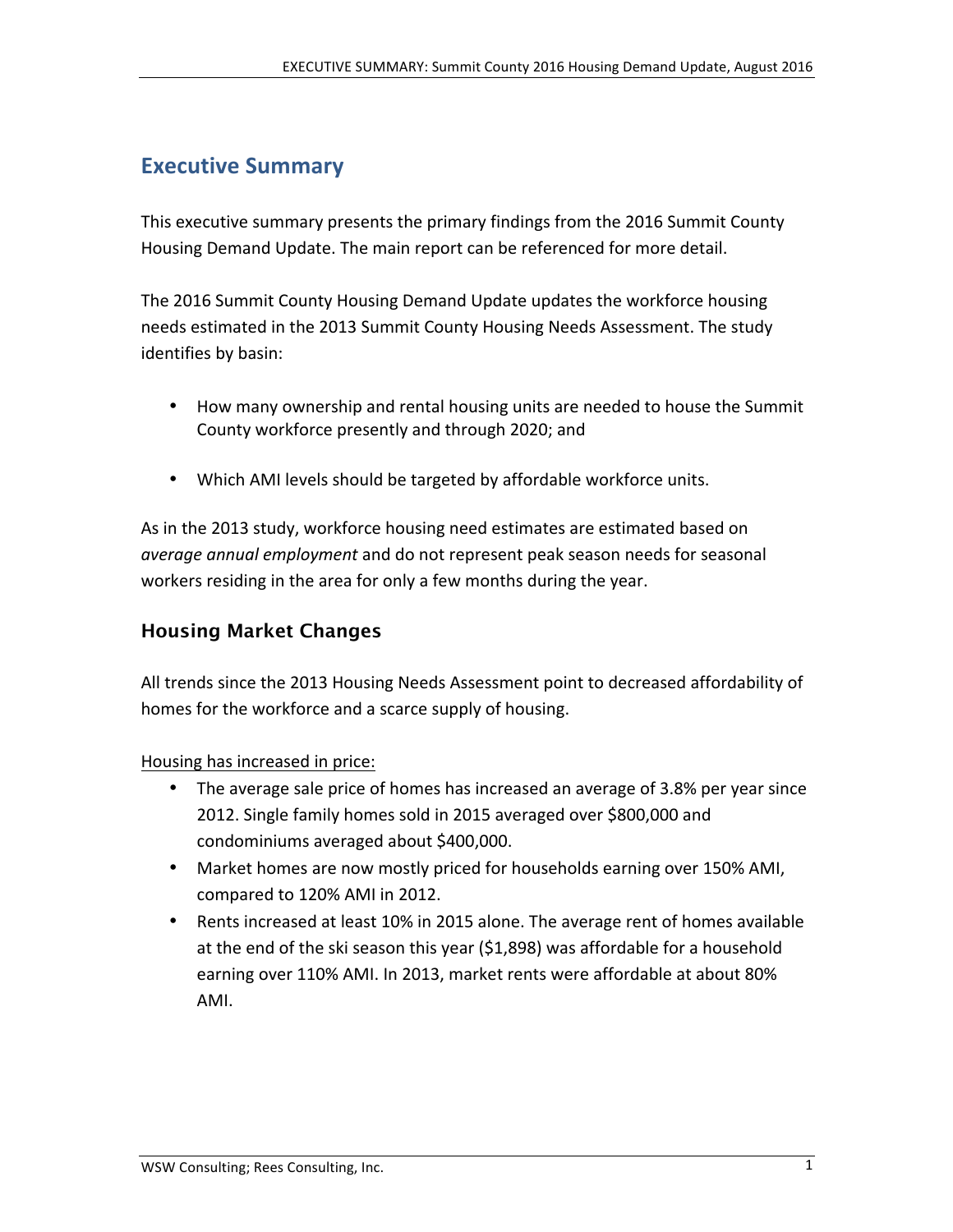# Executive Summary

This executive summary presents the primary findings from the 2016 Summit County Housing Demand Update. The main report can be referenced for more detail.

The 2016 Summit County Housing Demand Update updates the workforce housing needs estimated in the 2013 Summit County Housing Needs Assessment. The study identifies by basin:

- How many ownership and rental housing units are needed to house the Summit County workforce presently and through 2020; and
- Which AMI levels should be targeted by affordable workforce units.

As in the 2013 study, workforce housing need estimates are estimated based on *average annual employment* and do not represent peak season needs for seasonal workers residing in the area for only a few months during the year.

## Housing Market Changes

All trends since the 2013 Housing Needs Assessment point to decreased affordability of homes for the workforce and a scarce supply of housing.

<u>Housing has increased in price:</u>

- The average sale price of homes has increased an average of 3.8% per year since 2012. Single family homes sold in 2015 averaged over $800,000 and condominiums averaged about $400,000.
- Market homes are now mostly priced for households earning over 150% AMI, compared to 120% AMI in 2012.
- Rents increased at least 10% in 2015 alone. The average rent of homes available at the end of the ski season this year ($1,898) was affordable for a household earning over 110% AMI. In 2013, market rents were affordable at about 80% AMI.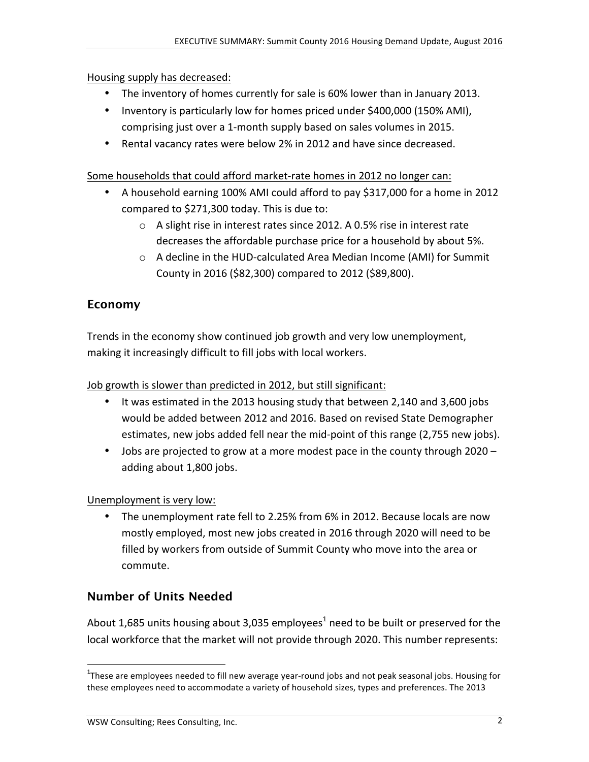Housing supply has decreased:

- The inventory of homes currently for sale is 60% lower than in January 2013.
- Inventory is particularly low for homes priced under $400,000 (150% AMI), comprising just over a 1-month supply based on sales volumes in 2015.
- Rental vacancy rates were below 2% in 2012 and have since decreased.

Some households that could afford market-rate homes in 2012 no longer can:

- A household earning 100% AMI could afford to pay $317,000 for a home in 2012 compared to $271,300 today. This is due to:
  - A slight rise in interest rates since 2012. A 0.5% rise in interest rate decreases the affordable purchase price for a household by about 5%.
  - A decline in the HUD-calculated Area Median Income (AMI) for Summit County in 2016 ($82,300) compared to 2012 ($89,800).

## Economy

Trends in the economy show continued job growth and very low unemployment, making it increasingly difficult to fill jobs with local workers.

Job growth is slower than predicted in 2012, but still significant:

- It was estimated in the 2013 housing study that between 2,140 and 3,600 jobs would be added between 2012 and 2016. Based on revised State Demographer estimates, new jobs added fell near the mid-point of this range (2,755 new jobs).
- Jobs are projected to grow at a more modest pace in the county through 2020 – adding about 1,800 jobs.

Unemployment is very low:

- The unemployment rate fell to 2.25% from 6% in 2012. Because locals are now mostly employed, most new jobs created in 2016 through 2020 will need to be filled by workers from outside of Summit County who move into the area or commute.

## Number of Units Needed

About 1,685 units housing about 3,035 employees[1] need to be built or preserved for the local workforce that the market will not provide through 2020. This number represents:

[1] These are employees needed to fill new average year-round jobs and not peak seasonal jobs. Housing for these employees need to accommodate a variety of household sizes, types and preferences. The 2013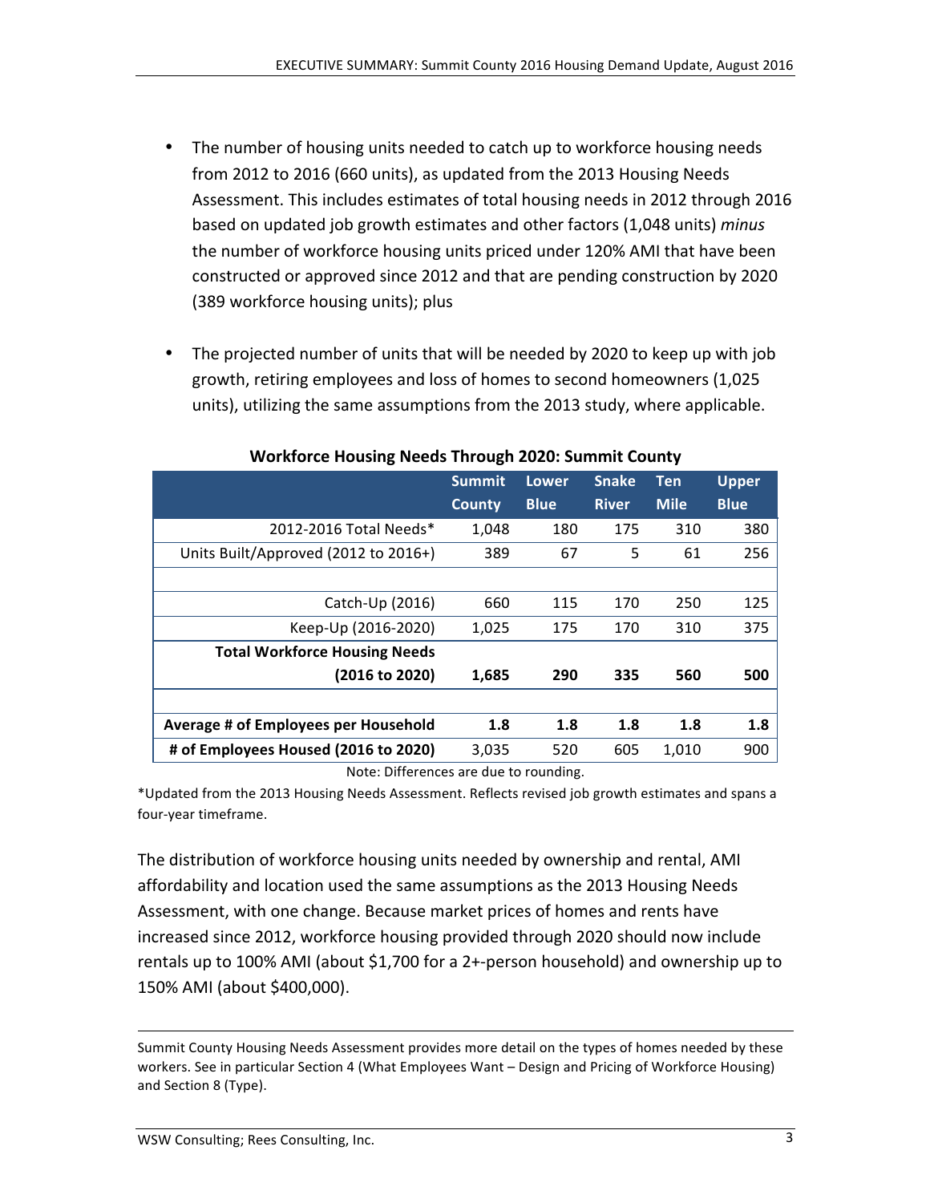- The number of housing units needed to catch up to workforce housing needs from 2012 to 2016 (660 units), as updated from the 2013 Housing Needs Assessment. This includes estimates of total housing needs in 2012 through 2016 based on updated job growth estimates and other factors (1,048 units) *minus* the number of workforce housing units priced under 120% AMI that have been constructed or approved since 2012 and that are pending construction by 2020 (389 workforce housing units); plus

- The projected number of units that will be needed by 2020 to keep up with job growth, retiring employees and loss of homes to second homeowners (1,025 units), utilizing the same assumptions from the 2013 study, where applicable.

**Workforce Housing Needs Through 2020: Summit County**

| | Summit County | Lower Blue | Snake River | Ten Mile | Upper Blue |
|---|---|---|---|---|---|
| 2012-2016 Total Needs* | 1,048 | 180 | 175 | 310 | 380 |
| Units Built/Approved (2012 to 2016+) | 389 | 67 | 5 | 61 | 256 |
| | | | | | |
| Catch-Up (2016) | 660 | 115 | 170 | 250 | 125 |
| Keep-Up (2016-2020) | 1,025 | 175 | 170 | 310 | 375 |
| **Total Workforce Housing Needs (2016 to 2020)** | **1,685** | **290** | **335** | **560** | **500** |
| | | | | | |
| **Average # of Employees per Household** | **1.8** | **1.8** | **1.8** | **1.8** | **1.8** |
| **# of Employees Housed (2016 to 2020)** | 3,035 | 520 | 605 | 1,010 | 900 |

Note: Differences are due to rounding.

*Updated from the 2013 Housing Needs Assessment. Reflects revised job growth estimates and spans a four-year timeframe.

The distribution of workforce housing units needed by ownership and rental, AMI affordability and location used the same assumptions as the 2013 Housing Needs Assessment, with one change. Because market prices of homes and rents have increased since 2012, workforce housing provided through 2020 should now include rentals up to 100% AMI (about $1,700 for a 2+-person household) and ownership up to 150% AMI (about $400,000).

---

Summit County Housing Needs Assessment provides more detail on the types of homes needed by these workers. See in particular Section 4 (What Employees Want – Design and Pricing of Workforce Housing) and Section 8 (Type).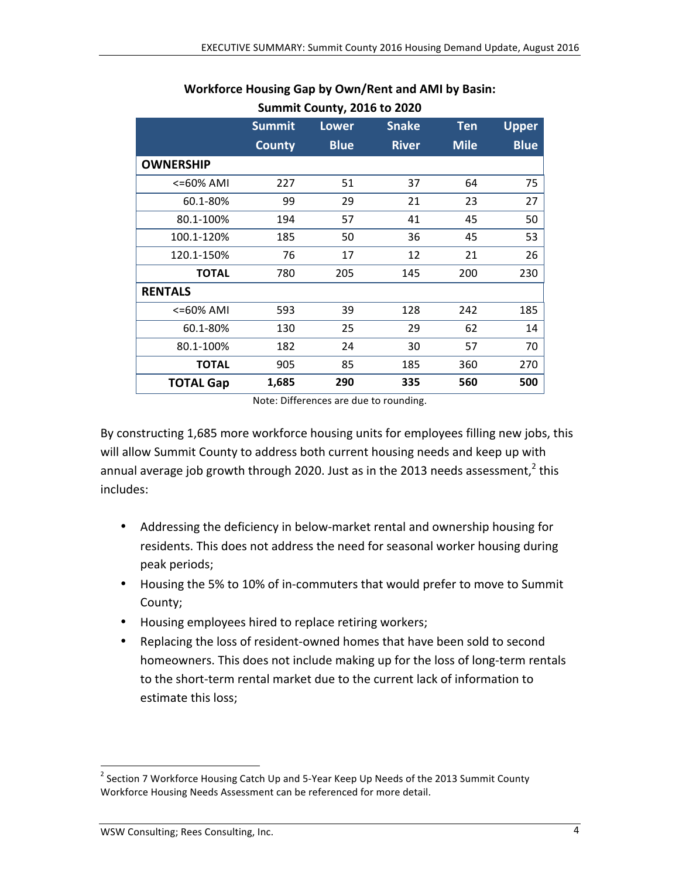**Workforce Housing Gap by Own/Rent and AMI by Basin: Summit County, 2016 to 2020**

| | Summit County | Lower Blue | Snake River | Ten Mile | Upper Blue |
|---|---|---|---|---|---|
| **OWNERSHIP** | | | | | |
| <=60% AMI | 227 | 51 | 37 | 64 | 75 |
| 60.1-80% | 99 | 29 | 21 | 23 | 27 |
| 80.1-100% | 194 | 57 | 41 | 45 | 50 |
| 100.1-120% | 185 | 50 | 36 | 45 | 53 |
| 120.1-150% | 76 | 17 | 12 | 21 | 26 |
| **TOTAL** | 780 | 205 | 145 | 200 | 230 |
| **RENTALS** | | | | | |
| <=60% AMI | 593 | 39 | 128 | 242 | 185 |
| 60.1-80% | 130 | 25 | 29 | 62 | 14 |
| 80.1-100% | 182 | 24 | 30 | 57 | 70 |
| **TOTAL** | 905 | 85 | 185 | 360 | 270 |
| **TOTAL Gap** | **1,685** | **290** | **335** | **560** | **500** |

Note: Differences are due to rounding.

By constructing 1,685 more workforce housing units for employees filling new jobs, this will allow Summit County to address both current housing needs and keep up with annual average job growth through 2020. Just as in the 2013 needs assessment,[2] this includes:

- Addressing the deficiency in below-market rental and ownership housing for residents. This does not address the need for seasonal worker housing during peak periods;
- Housing the 5% to 10% of in-commuters that would prefer to move to Summit County;
- Housing employees hired to replace retiring workers;
- Replacing the loss of resident-owned homes that have been sold to second homeowners. This does not include making up for the loss of long-term rentals to the short-term rental market due to the current lack of information to estimate this loss;

[2] Section 7 Workforce Housing Catch Up and 5-Year Keep Up Needs of the 2013 Summit County Workforce Housing Needs Assessment can be referenced for more detail.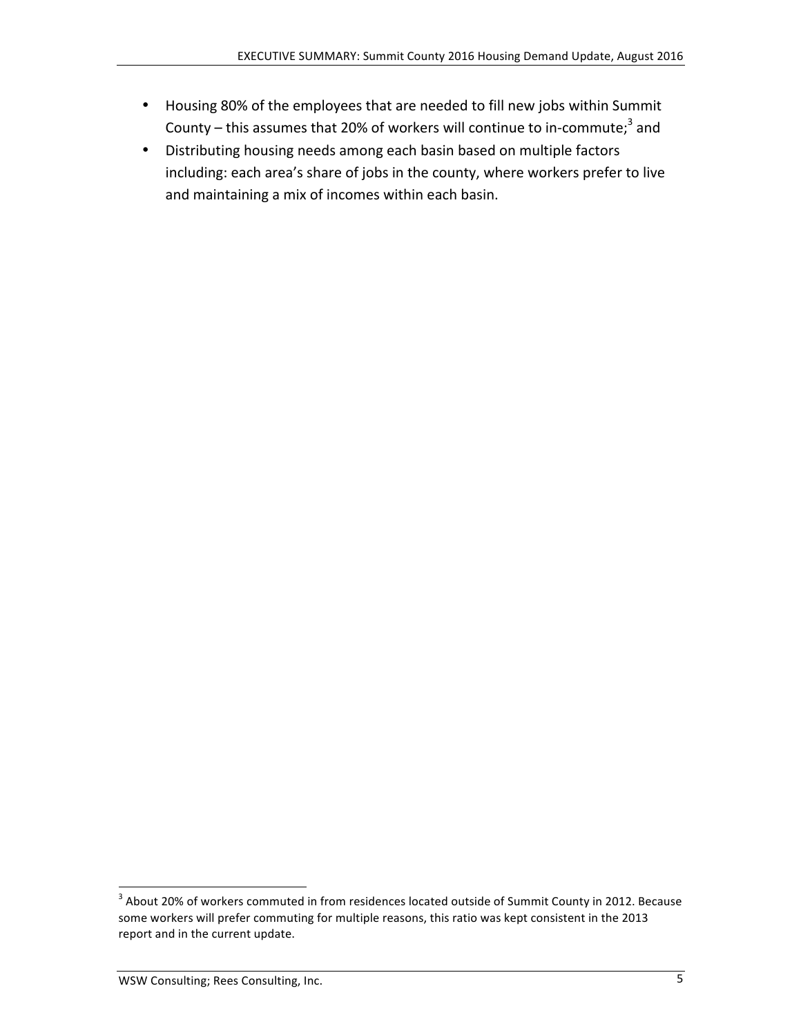- Housing 80% of the employees that are needed to fill new jobs within Summit County – this assumes that 20% of workers will continue to in-commute;[3] and
- Distributing housing needs among each basin based on multiple factors including: each area's share of jobs in the county, where workers prefer to live and maintaining a mix of incomes within each basin.

[3] About 20% of workers commuted in from residences located outside of Summit County in 2012. Because some workers will prefer commuting for multiple reasons, this ratio was kept consistent in the 2013 report and in the current update.